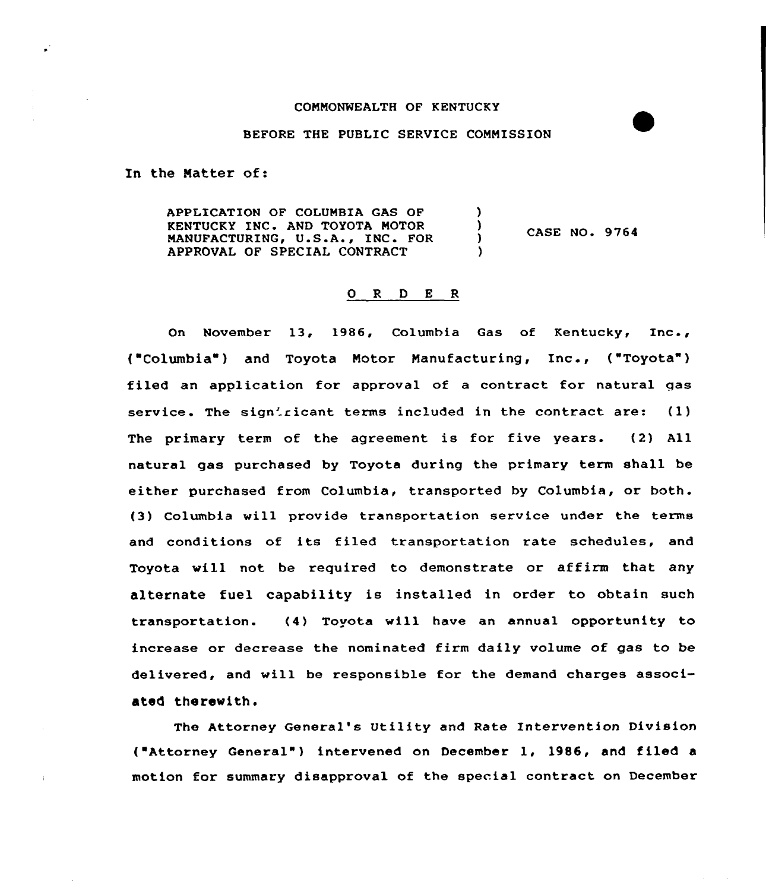COMMONWEALTH OF KENTUCKY

BEFORE THE PUBLIC SERVICE COMMISSION

In the Matter of:

APPLICATION OF COLUMBIA GAS OF KENTUCKY INC. AND TOYOTA MOTOR MANUFACTURING, U.S.A., INC. FOR APPROVAL OF SPECIAL CONTRACT ) CASE NO. 9764

O R D E R

On November 13, 1986, Columbia Gas of Kentucky, Inc., ("Columbia") and Toyota Motor Manufacturing, Inc., ("Toyota") filed an application for approval of a contract for natural gas service. The significant terms included in the contract are: (1) The primary term of the agreement is for five years. (2) All natural gas purchased by Toyota during the primary term shall be either purchased from Columbia, transported by Columbia, or both. (3) Columbia will provide transportation service under the terms and conditions of its filed transportation rate schedules, and Toyota will not be required to demonstrate or affirm that any alternate fuel capability is installed in order to obtain such transportation. (4) Toyota will have an annual opportunity to increase or decrease the nominated firm daily volume of gas to be delivered, and will be responsible for the demand charges associated therewith.

The Attorney General's Utility and Rate Intervention Division ("Attorney General") intervened on December 1, 1986, and filed a motion for summary disapproval of the special contract on December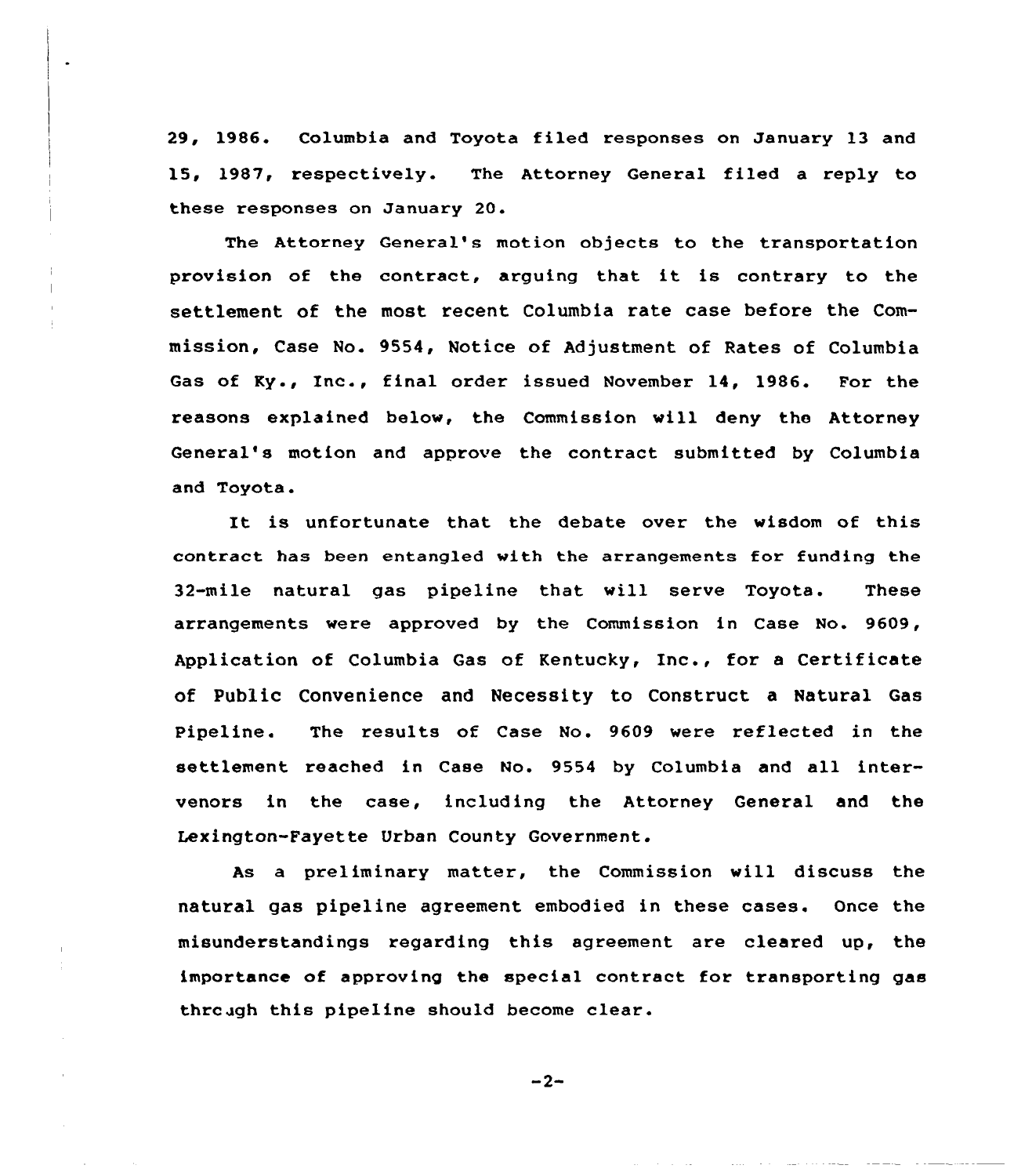29, 1986. Columbia and Toyota filed responses on January 13 and 15, 1987, respectively. The Attorney General filed a reply to these responses on January 20.

The Attorney General's motion objects to the transportation provision of the contract, arguing that it is contrary to the settlement of the most recent Columbia rate case before the Commission, Case No. 9554, Notice of Adjustment of Rates of Columbia Gas of Ky., Inc., final order issued November 14, 1986. For the reasons explained below, the Commission will deny the Attorney General's motion and approve the contract submitted by Columbia and Toyota.

It is unfortunate that the debate over the wisdom of this contract has been entangled with the arrangements for funding the 32-mile natural gas pipeline that will serve Toyota. These arrangements were approved by the Commission in Case No. 9609, Application of Columbia Gas of Kentucky, Inc., for a Certificate of Public Convenience and Necessity to Construct a Natural Gas Pipeline. The results of Case No. 9609 were reflected in the settlement reached in Case No. 9554 by Columbia and all intervenors in the case, including the Attorney General and the Lexington-Fayette Urban County Government.

As a preliminary matter, the Commission will discuss the natural gas pipeline agreement embodied in these cases. Once the misunderstandings regarding this agreement are cleared up, the importance of approving the special contract for transporting gas through this pipeline should become clear.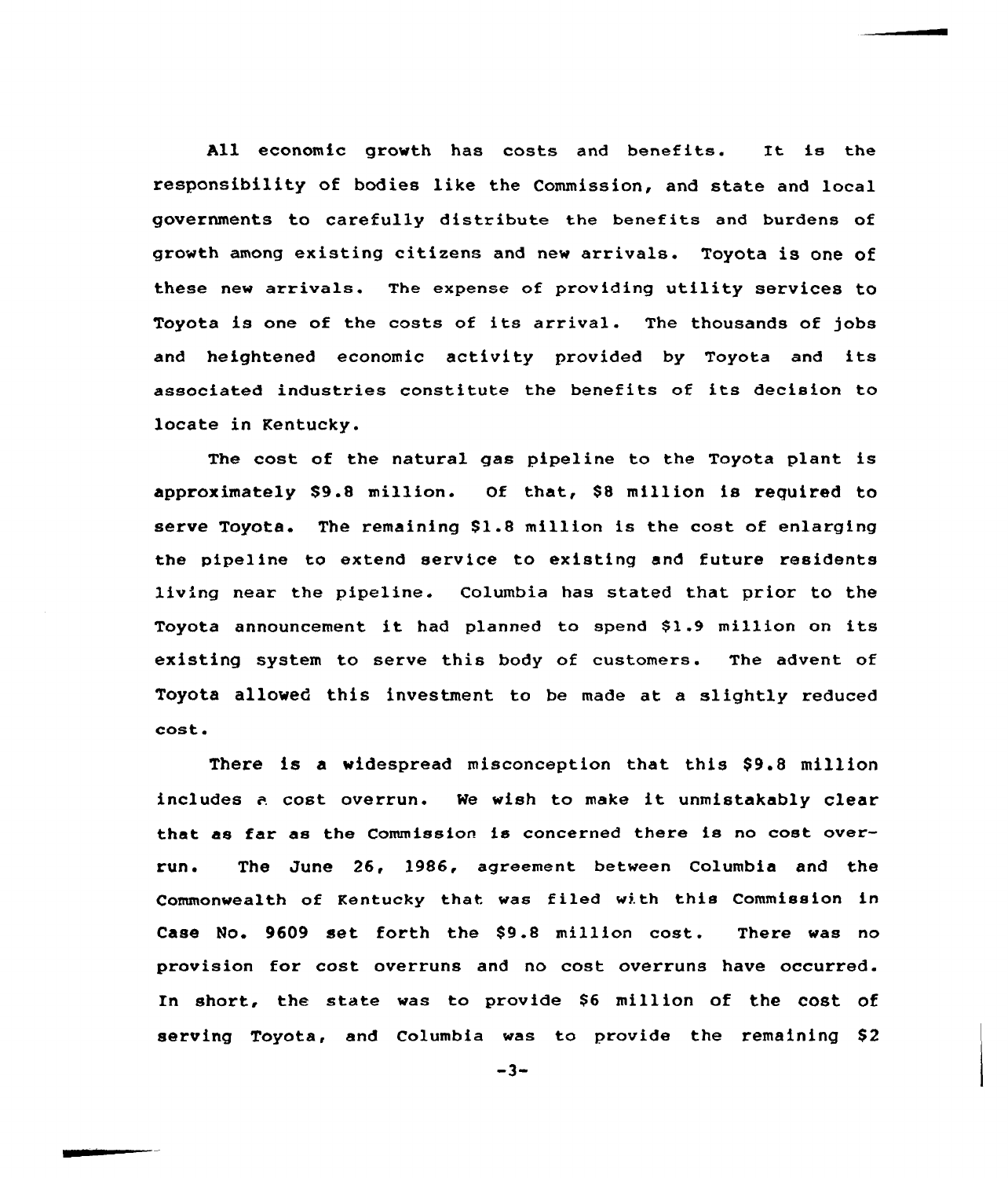All economic growth has costs and benefits. It is the responsibility of bodies like the Commission, and state and local governments to carefully distribute the benefits and burdens of growth among existing citizens and new arrivals. Toyota is one of these new arrivals. The expense of providing utility services to Toyota is one of the costs of its arrival. The thousands of jobs and heightened economic activity provided by Toyota and its associated industries constitute the benefits of its decision to locate in Kentucky.

The cost of the natural gas pipeline to the Toyota plant is approximately $9.8 million. Of that, $8 million is required to serve Toyota. The remaining $1.8 million is the cost of enlarging the pipeline to extend service to existing and future residents living near the pipeline. Columbia has stated that prior to the Toyota announcement it had planned to spend $1.9 million on its existing system to serve this body of customers. The advent of Toyota allowed this investment to be made at a slightly reduced cost.

There is a widespread misconception that this $9.8 million includes a cost overrun. We wish to make it unmistakably clear that as far as the Commission is concerned there is no cost overrun. The June 26, 1986, agreement between Columbia and the Commonwealth of Kentucky that was filed with this Commission in Case No. 9609 set forth the $9.8 million cost. There was no provision for cost overruns and no cost overruns have occurred. In short, the state was to provide $6 million of the cost of serving Toyota, and Columbia was to provide the remaining $2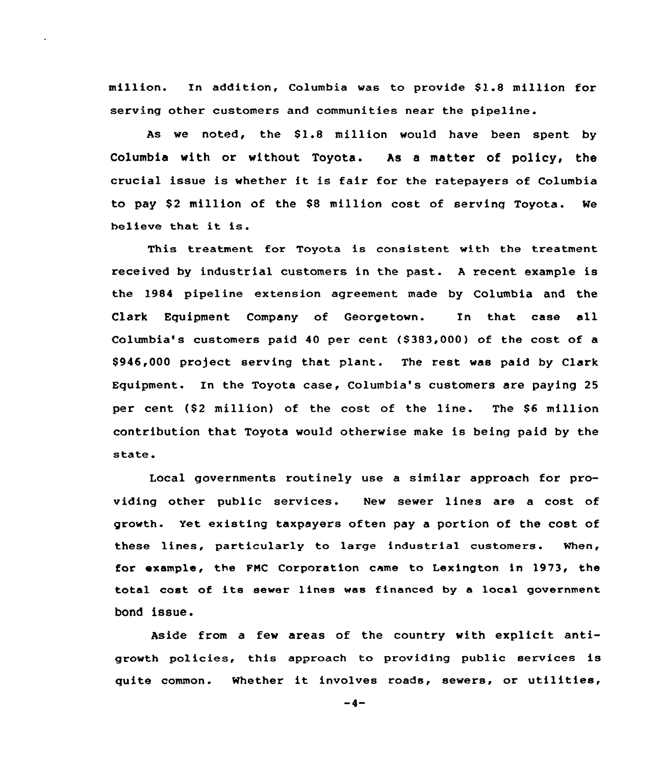million. In addition, Columbia was to provide $1.8 million for serving other customers and communities near the pipeline.

As we noted, the $1.8 million would have been spent by Columbia with or without Toyota. As a matter of policy, the crucial issue is whether it is fair for the ratepayers of Columbia to pay $2 million of the $8 million cost of serving Toyota. We believe that it is.

This treatment for Toyota is consistent with the treatment received by industrial customers in the past. A recent example is the 1984 pipeline extension agreement made by Columbia and the Clark Equipment Company of Georgetown. In that case all Columbia's customers paid 40 per cent ($383,000) of the cost of a $946,000 project serving that plant. The rest was paid by Clark Equipment. In the Toyota case, Columbia's customers are paying 25 per cent ($2 million) of the cost of the line. The $6 million contribution that Toyota would otherwise make is being paid by the state.

Local governments routinely use a similar approach for providing other public services. New sewer lines are a cost of growth. Yet existing taxpayers often pay a portion of the cost of these lines, particularly to large industrial customers. When, for example, the FMC Corporation came to Lexington in 1973, the total cost of its sewer lines was financed by a local government bond issue.

Aside from a few areas of the country with explicit anti-growth policies, this approach to providing public services is quite common. Whether it involves roads, sewers, or utilities,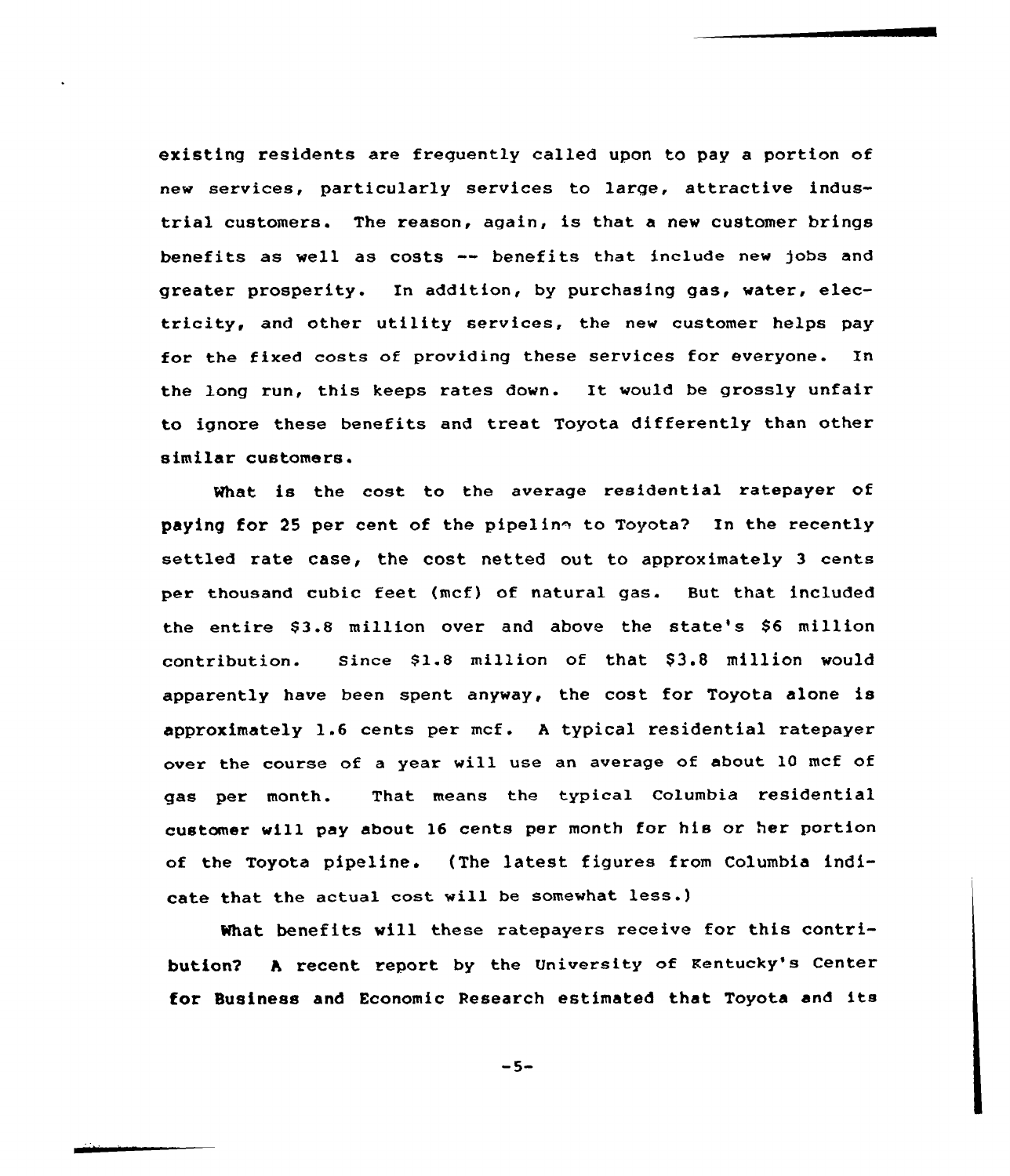existing residents are frequently called upon to pay a portion of new services, particularly services to large, attractive industrial customers. The reason, again, is that a new customer brings benefits as well as costs -- benefits that include new jobs and greater prosperity. In addition, by purchasing gas, water, electricity, and other utility services, the new customer helps pay for the fixed costs of providing these services for everyone. In the long run, this keeps rates down. It would be grossly unfair to ignore these benefits and treat Toyota differently than other similar customers.

What is the cost to the average residential ratepayer of paying for 25 per cent of the pipeline to Toyota? In the recently settled rate case, the cost netted out to approximately 3 cents per thousand cubic feet (mcf) of natural gas. But that included the entire $3.8 million over and above the state's $6 million contribution. Since $1.8 million of that $3.8 million would apparently have been spent anyway, the cost for Toyota alone is approximately 1.6 cents per mcf. A typical residential ratepayer over the course of a year will use an average of about 10 mcf of gas per month. That means the typical Columbia residential customer will pay about 16 cents per month for his or her portion of the Toyota pipeline. (The latest figures from Columbia indicate that the actual cost will be somewhat less.)

What benefits will these ratepayers receive for this contribution? A recent report by the University of Kentucky's Center for Business and Economic Research estimated that Toyota and its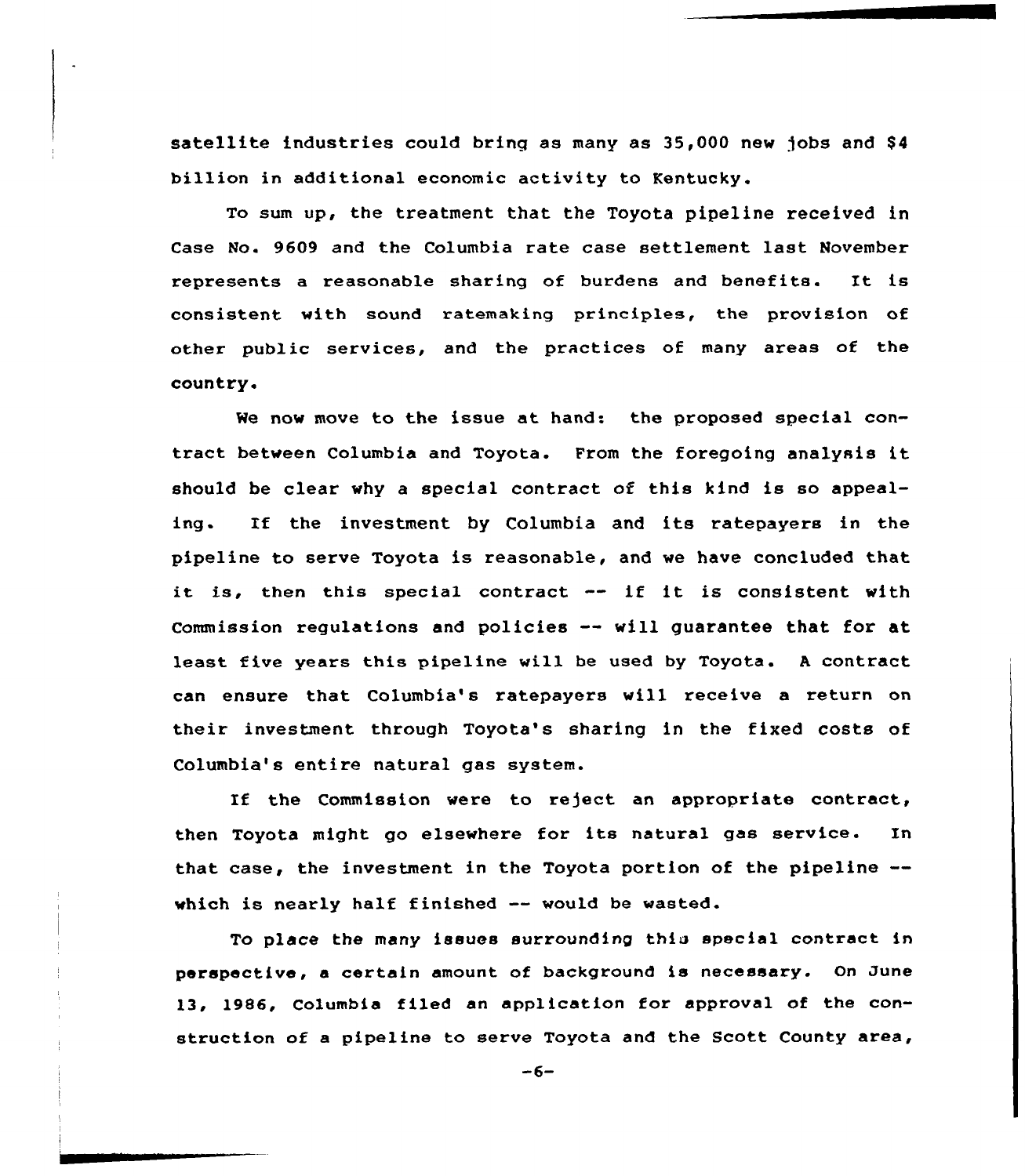satellite industries could bring as many as 35,000 new jobs and $4 billion in additional economic activity to Kentucky.

To sum up, the treatment that the Toyota pipeline received in Case No. 9609 and the Columbia rate case settlement last November represents a reasonable sharing of burdens and benefits. It is consistent with sound ratemaking principles, the provision of other public services, and the practices of many areas of the country.

We now move to the issue at hand: the proposed special contract between Columbia and Toyota. From the foregoing analysis it should be clear why a special contract of this kind is so appealing. If the investment by Columbia and its ratepayers in the pipeline to serve Toyota is reasonable, and we have concluded that it is, then this special contract -- if it is consistent with Commission regulations and policies -- will guarantee that for at least five years this pipeline will be used by Toyota. A contract can ensure that Columbia's ratepayers will receive a return on their investment through Toyota's sharing in the fixed costs of Columbia's entire natural gas system.

If the Commission were to reject an appropriate contract, then Toyota might go elsewhere for its natural gas service. In that case, the investment in the Toyota portion of the pipeline -- which is nearly half finished -- would be wasted.

To place the many issues surrounding this special contract in perspective, a certain amount of background is necessary. On June 13, 1986, Columbia filed an application for approval of the construction of a pipeline to serve Toyota and the Scott County area,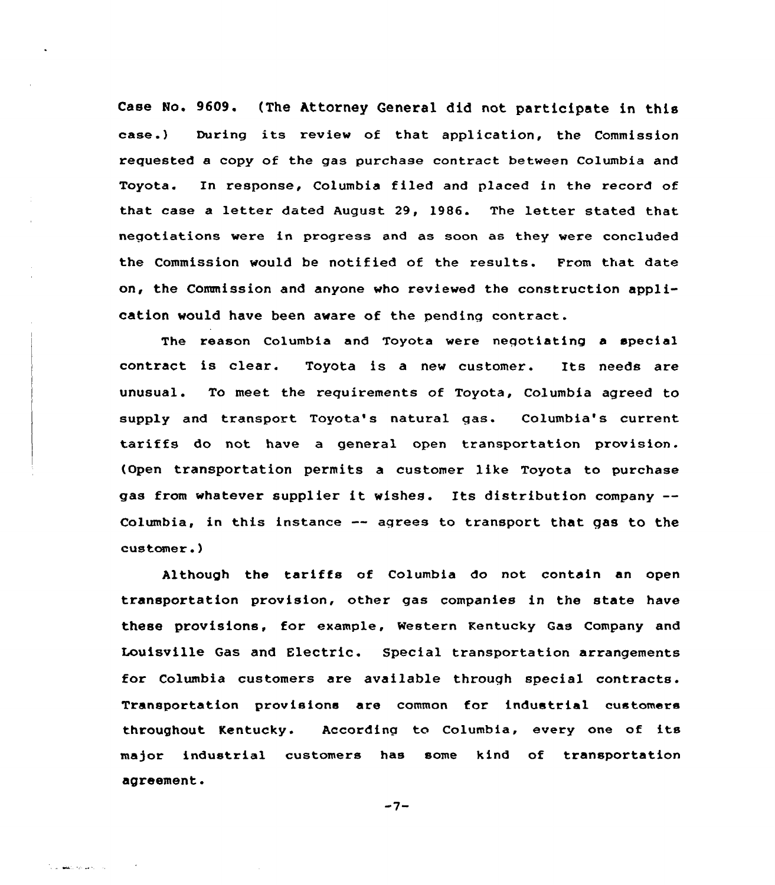Case No. 9609. (The Attorney General did not participate in this case.) During its review of that application, the Commission requested a copy of the gas purchase contract between Columbia and Toyota. In response, Columbia filed and placed in the record of that case a letter dated August 29, 1986. The letter stated that negotiations were in progress and as soon as they were concluded the Commission would be notified of the results. From that date on, the Commission and anyone who reviewed the construction application would have been aware of the pending contract.

The reason Columbia and Toyota were negotiating a special contract is clear. Toyota is a new customer. Its needs are unusual. To meet the requirements of Toyota, Columbia agreed to supply and transport Toyota's natural gas. Columbia's current tariffs do not have a general open transportation provision. (Open transportation permits a customer like Toyota to purchase gas from whatever supplier it wishes. Its distribution company -- Columbia, in this instance -- agrees to transport that gas to the customer.)

Although the tariffs of Columbia do not contain an open transportation provision, other gas companies in the state have these provisions, for example, Western Kentucky Gas Company and Louisville Gas and Electric. Special transportation arrangements for Columbia customers are available through special contracts. Transportation provisions are common for industrial customers throughout Kentucky. According to Columbia, every one of its major industrial customers has some kind of transportation agreement.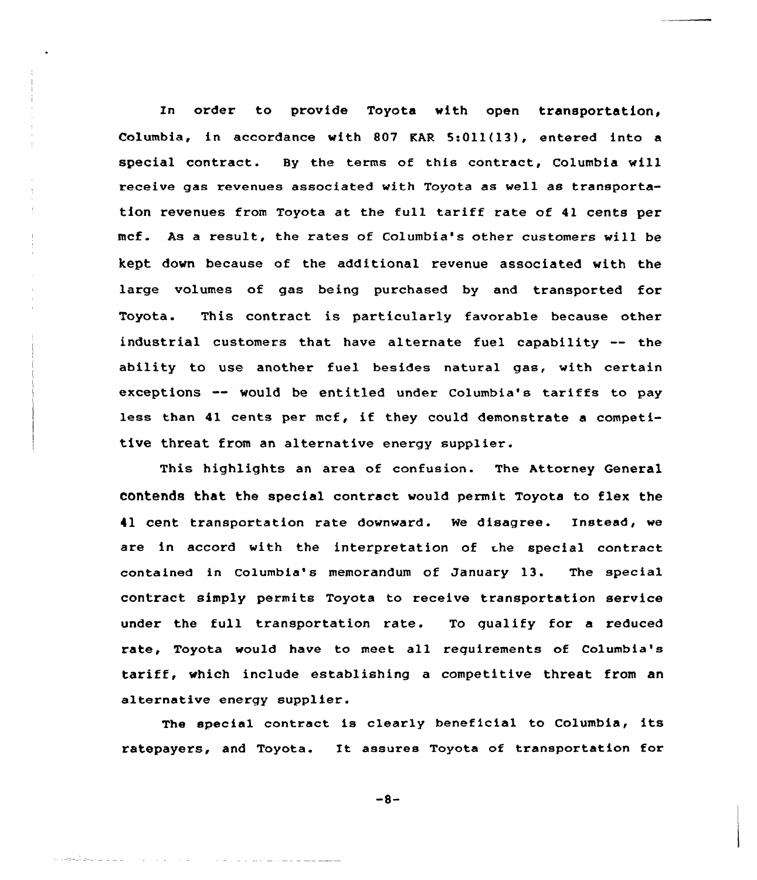In order to provide Toyota with open transportation, Columbia, in accordance with 807 KAR 5:011(13), entered into a special contract. By the terms of this contract, Columbia will receive gas revenues associated with Toyota as well as transportation revenues from Toyota at the full tariff rate of 41 cents per mcf. As a result, the rates of Columbia's other customers will be kept down because of the additional revenue associated with the large volumes of gas being purchased by and transported for Toyota. This contract is particularly favorable because other industrial customers that have alternate fuel capability -- the ability to use another fuel besides natural gas, with certain exceptions -- would be entitled under Columbia's tariffs to pay less than 41 cents per mcf, if they could demonstrate a competitive threat from an alternative energy supplier.

This highlights an area of confusion. The Attorney General contends that the special contract would permit Toyota to flex the 41 cent transportation rate downward. We disagree. Instead, we are in accord with the interpretation of the special contract contained in Columbia's memorandum of January 13. The special contract simply permits Toyota to receive transportation service under the full transportation rate. To qualify for a reduced rate, Toyota would have to meet all requirements of Columbia's tariff, which include establishing a competitive threat from an alternative energy supplier.

The special contract is clearly beneficial to Columbia, its ratepayers, and Toyota. It assures Toyota of transportation for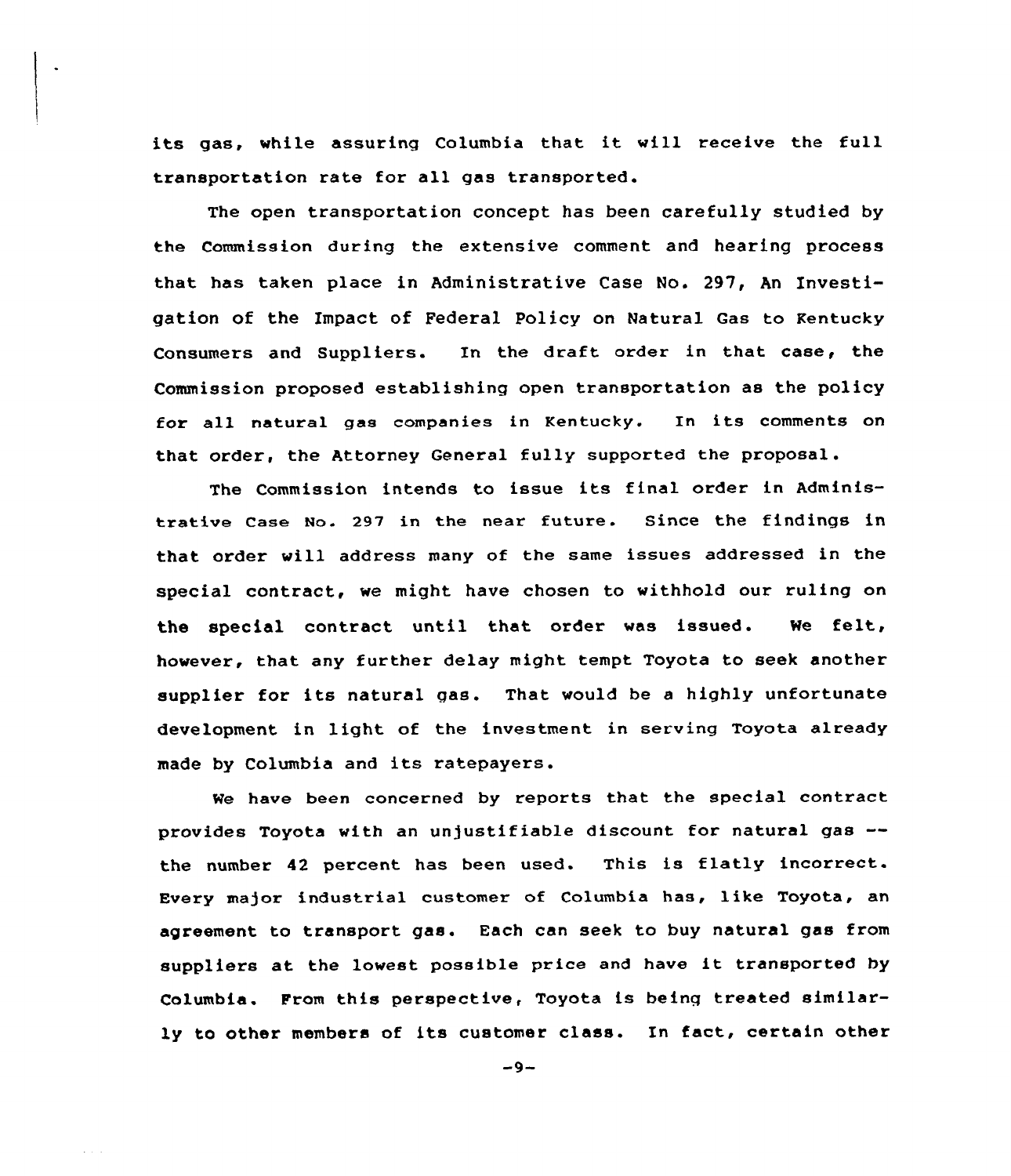its gas, while assuring Columbia that it will receive the full transportation rate for all gas transported.

The open transportation concept has been carefully studied by the Commission during the extensive comment and hearing process that has taken place in Administrative Case No. 297, An Investigation of the Impact of Federal Policy on Natural Gas to Kentucky Consumers and Suppliers. In the draft order in that case, the Commission proposed establishing open transportation as the policy for all natural gas companies in Kentucky. In its comments on that order, the Attorney General fully supported the proposal.

The Commission intends to issue its final order in Administrative Case No. 297 in the near future. Since the findings in that order will address many of the same issues addressed in the special contract, we might have chosen to withhold our ruling on the special contract until that order was issued. We felt, however, that any further delay might tempt Toyota to seek another supplier for its natural gas. That would be a highly unfortunate development in light of the investment in serving Toyota already made by Columbia and its ratepayers.

We have been concerned by reports that the special contract provides Toyota with an unjustifiable discount for natural gas -- the number 42 percent has been used. This is flatly incorrect. Every major industrial customer of Columbia has, like Toyota, an agreement to transport gas. Each can seek to buy natural gas from suppliers at the lowest possible price and have it transported by Columbia. From this perspective, Toyota is being treated similarly to other members of its customer class. In fact, certain other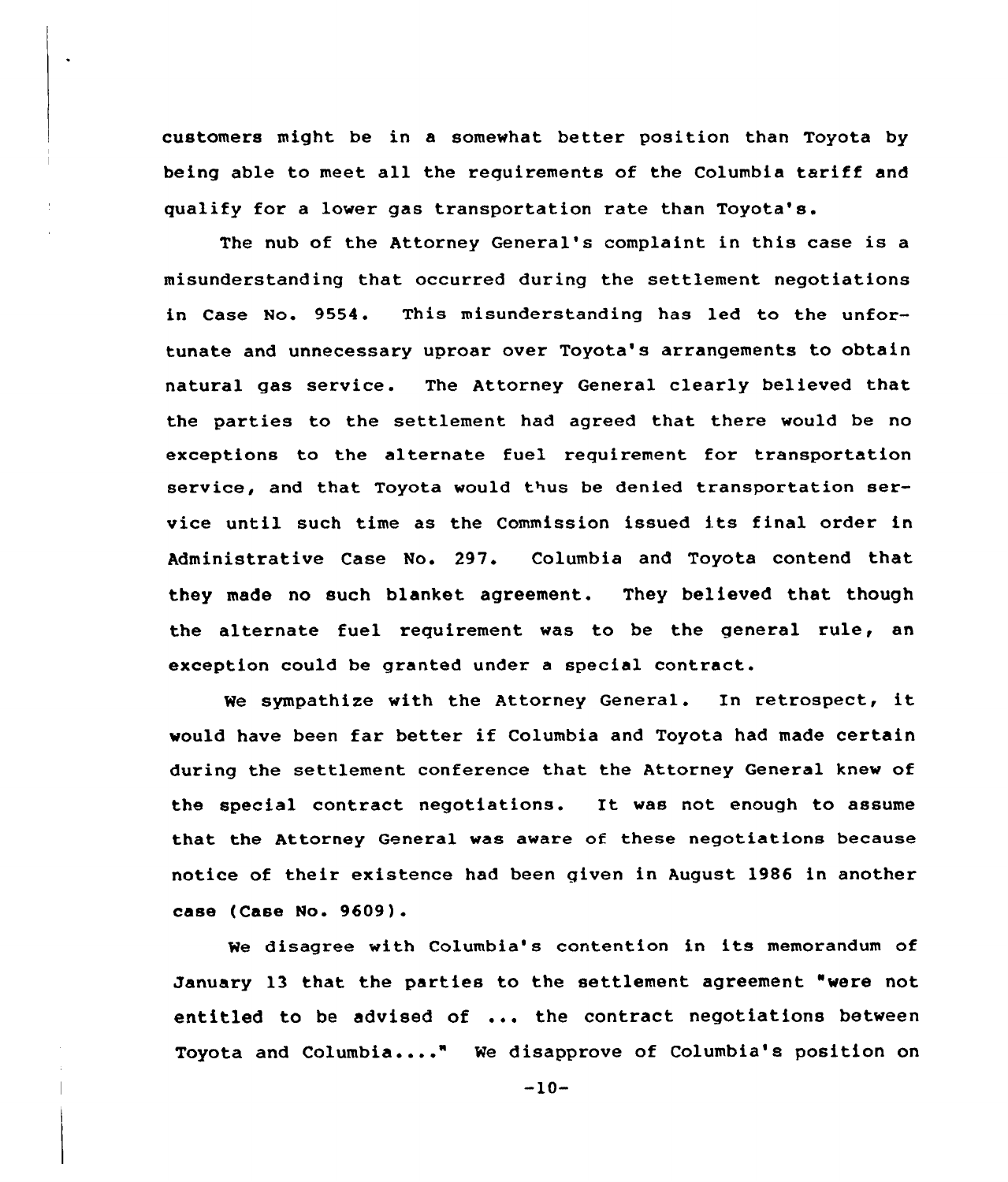customers might be in a somewhat better position than Toyota by being able to meet all the requirements of the Columbia tariff and qualify for a lower gas transportation rate than Toyota's.

The nub of the Attorney General's complaint in this case is a misunderstanding that occurred during the settlement negotiations in Case No. 9554. This misunderstanding has led to the unfortunate and unnecessary uproar over Toyota's arrangements to obtain natural gas service. The Attorney General clearly believed that the parties to the settlement had agreed that there would be no exceptions to the alternate fuel requirement for transportation service, and that Toyota would thus be denied transportation service until such time as the Commission issued its final order in Administrative Case No. 297. Columbia and Toyota contend that they made no such blanket agreement. They believed that though the alternate fuel requirement was to be the general rule, an exception could be granted under a special contract.

We sympathize with the Attorney General. In retrospect, it would have been far better if Columbia and Toyota had made certain during the settlement conference that the Attorney General knew of the special contract negotiations. It was not enough to assume that the Attorney General was aware of these negotiations because notice of their existence had been given in August 1986 in another case (Case No. 9609).

We disagree with Columbia's contention in its memorandum of January 13 that the parties to the settlement agreement "were not entitled to be advised of ... the contract negotiations between Toyota and Columbia...." We disapprove of Columbia's position on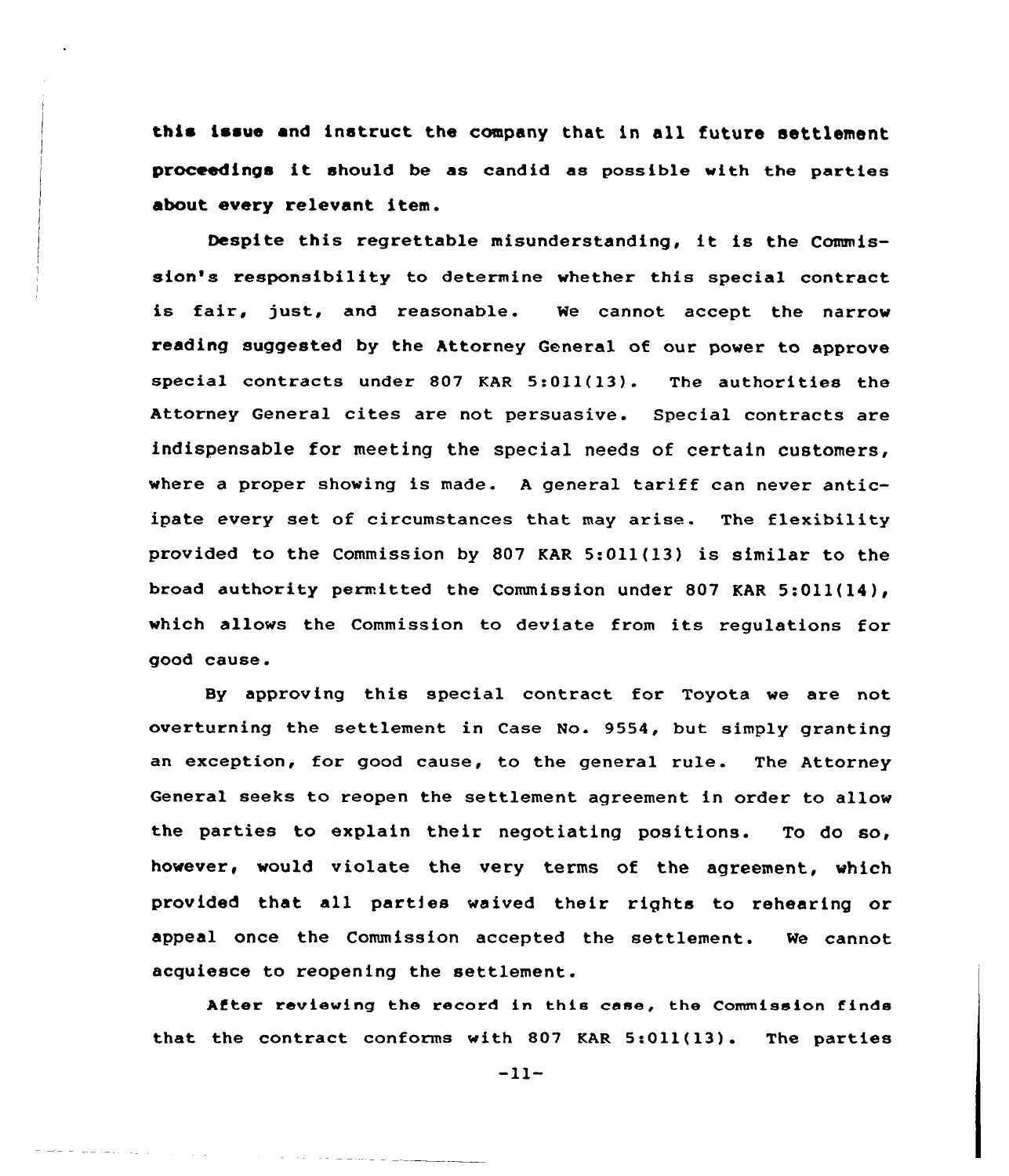this issue and instruct the company that in all future settlement proceedings it should be as candid as possible with the parties about every relevant item.

Despite this regrettable misunderstanding, it is the Commission's responsibility to determine whether this special contract is fair, just, and reasonable. We cannot accept the narrow reading suggested by the Attorney General of our power to approve special contracts under 807 KAR 5:011(13). The authorities the Attorney General cites are not persuasive. Special contracts are indispensable for meeting the special needs of certain customers, where a proper showing is made. A general tariff can never anticipate every set of circumstances that may arise. The flexibility provided to the Commission by 807 KAR 5:011(13) is similar to the broad authority permitted the Commission under 807 KAR 5:011(14), which allows the Commission to deviate from its regulations for good cause.

By approving this special contract for Toyota we are not overturning the settlement in Case No. 9554, but simply granting an exception, for good cause, to the general rule. The Attorney General seeks to reopen the settlement agreement in order to allow the parties to explain their negotiating positions. To do so, however, would violate the very terms of the agreement, which provided that all parties waived their rights to rehearing or appeal once the Commission accepted the settlement. We cannot acquiesce to reopening the settlement.

After reviewing the record in this case, the Commission finds that the contract conforms with 807 KAR 5:011(13). The parties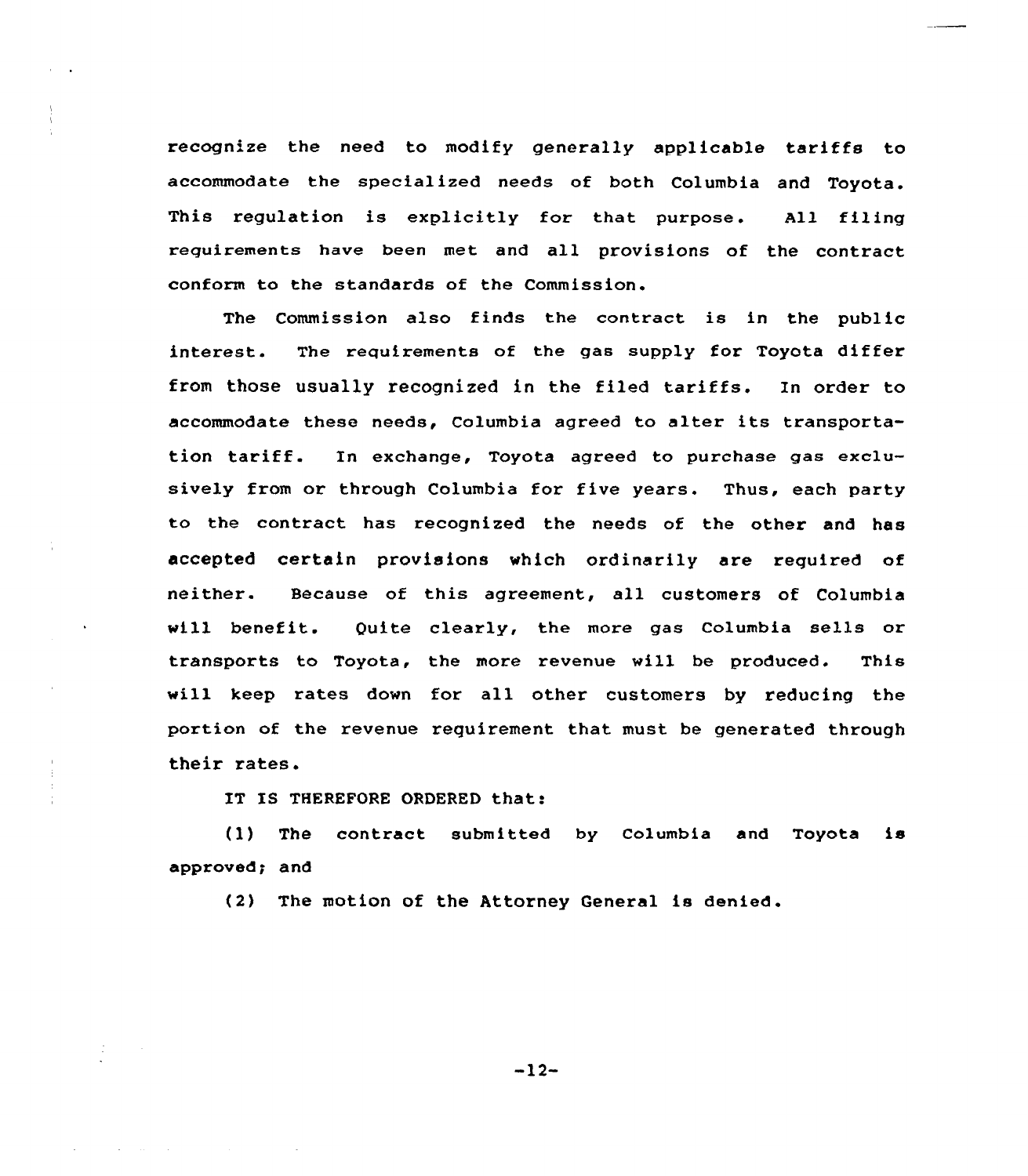recognize the need to modify generally applicable tariffs to accommodate the specialized needs of both Columbia and Toyota. This regulation is explicitly for that purpose. All filing requirements have been met and all provisions of the contract conform to the standards of the Commission.

The Commission also finds the contract is in the public interest. The requirements of the gas supply for Toyota differ from those usually recognized in the filed tariffs. In order to accommodate these needs, Columbia agreed to alter its transportation tariff. In exchange, Toyota agreed to purchase gas exclusively from or through Columbia for five years. Thus, each party to the contract has recognized the needs of the other and has accepted certain provisions which ordinarily are required of neither. Because of this agreement, all customers of Columbia will benefit. Quite clearly, the more gas Columbia sells or transports to Toyota, the more revenue will be produced. This will keep rates down for all other customers by reducing the portion of the revenue requirement that must be generated through their rates.

IT IS THEREFORE ORDERED that:

(1) The contract submitted by Columbia and Toyota is approved; and

(2) The motion of the Attorney General is denied.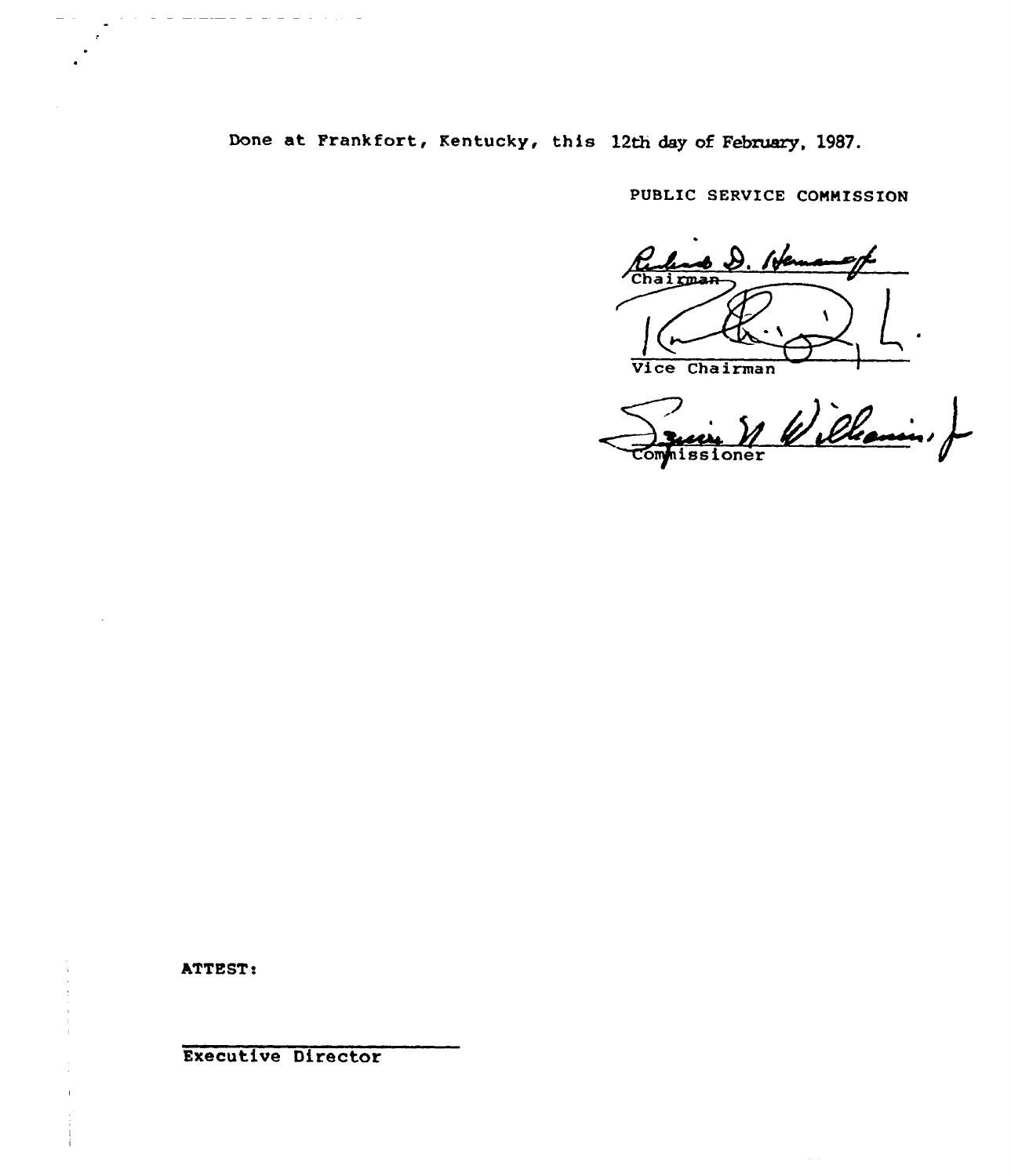Done at Frankfort, Kentucky, this 12th day of February, 1987.

PUBLIC SERVICE COMMISSION

Chairman

Vice Chairman

Commissioner

ATTEST:

Executive Director